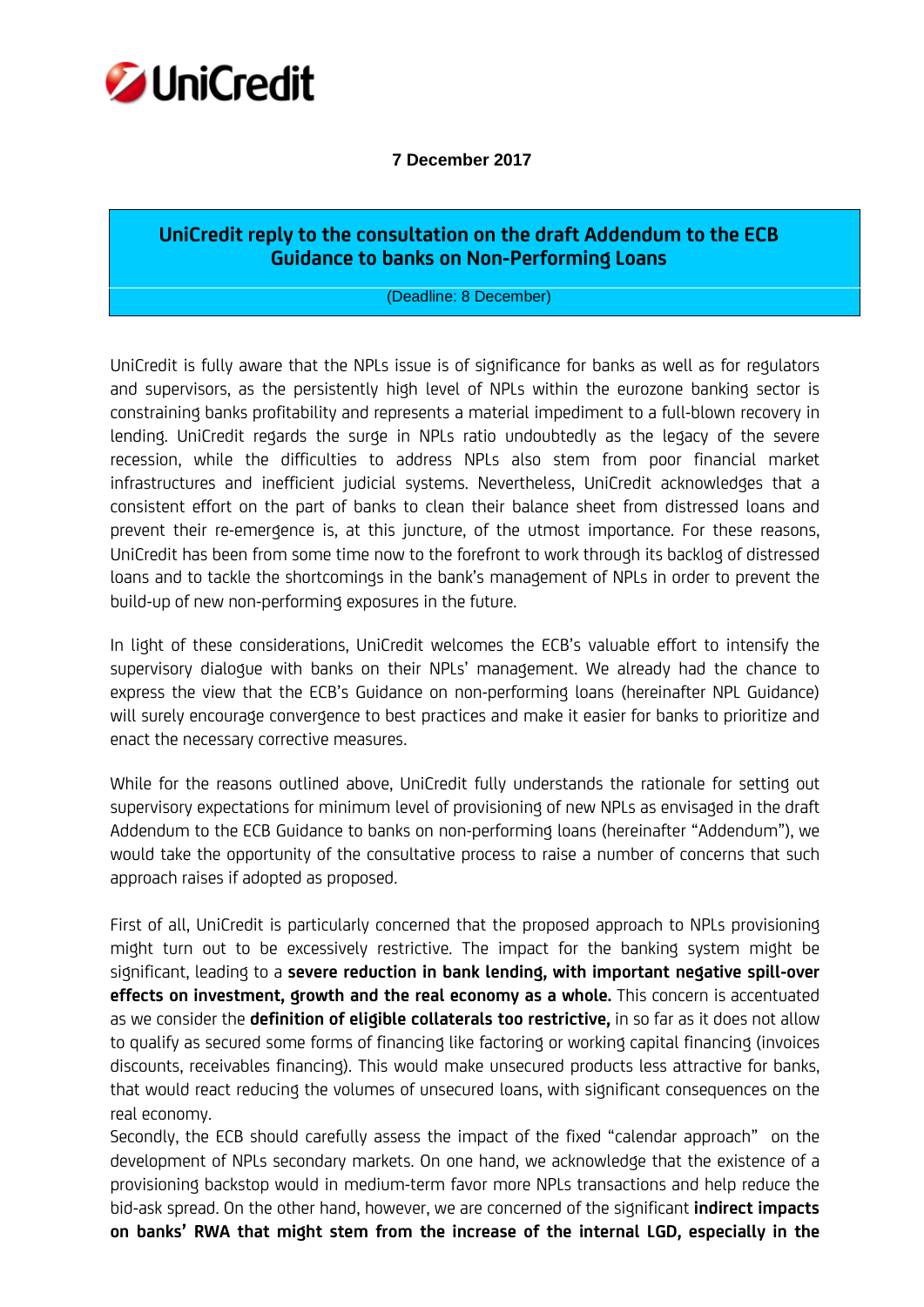UniCredit

**7 December 2017**

## UniCredit reply to the consultation on the draft Addendum to the ECB Guidance to banks on Non-Performing Loans

(Deadline: 8 December)

UniCredit is fully aware that the NPLs issue is of significance for banks as well as for regulators and supervisors, as the persistently high level of NPLs within the eurozone banking sector is constraining banks profitability and represents a material impediment to a full-blown recovery in lending. UniCredit regards the surge in NPLs ratio undoubtedly as the legacy of the severe recession, while the difficulties to address NPLs also stem from poor financial market infrastructures and inefficient judicial systems. Nevertheless, UniCredit acknowledges that a consistent effort on the part of banks to clean their balance sheet from distressed loans and prevent their re-emergence is, at this juncture, of the utmost importance. For these reasons, UniCredit has been from some time now to the forefront to work through its backlog of distressed loans and to tackle the shortcomings in the bank's management of NPLs in order to prevent the build-up of new non-performing exposures in the future.

In light of these considerations, UniCredit welcomes the ECB's valuable effort to intensify the supervisory dialogue with banks on their NPLs' management. We already had the chance to express the view that the ECB's Guidance on non-performing loans (hereinafter NPL Guidance) will surely encourage convergence to best practices and make it easier for banks to prioritize and enact the necessary corrective measures.

While for the reasons outlined above, UniCredit fully understands the rationale for setting out supervisory expectations for minimum level of provisioning of new NPLs as envisaged in the draft Addendum to the ECB Guidance to banks on non-performing loans (hereinafter "Addendum"), we would take the opportunity of the consultative process to raise a number of concerns that such approach raises if adopted as proposed.

First of all, UniCredit is particularly concerned that the proposed approach to NPLs provisioning might turn out to be excessively restrictive. The impact for the banking system might be significant, leading to a **severe reduction in bank lending, with important negative spill-over effects on investment, growth and the real economy as a whole.** This concern is accentuated as we consider the **definition of eligible collaterals too restrictive,** in so far as it does not allow to qualify as secured some forms of financing like factoring or working capital financing (invoices discounts, receivables financing). This would make unsecured products less attractive for banks, that would react reducing the volumes of unsecured loans, with significant consequences on the real economy.
Secondly, the ECB should carefully assess the impact of the fixed "calendar approach" on the development of NPLs secondary markets. On one hand, we acknowledge that the existence of a provisioning backstop would in medium-term favor more NPLs transactions and help reduce the bid-ask spread. On the other hand, however, we are concerned of the significant **indirect impacts on banks' RWA that might stem from the increase of the internal LGD, especially in the**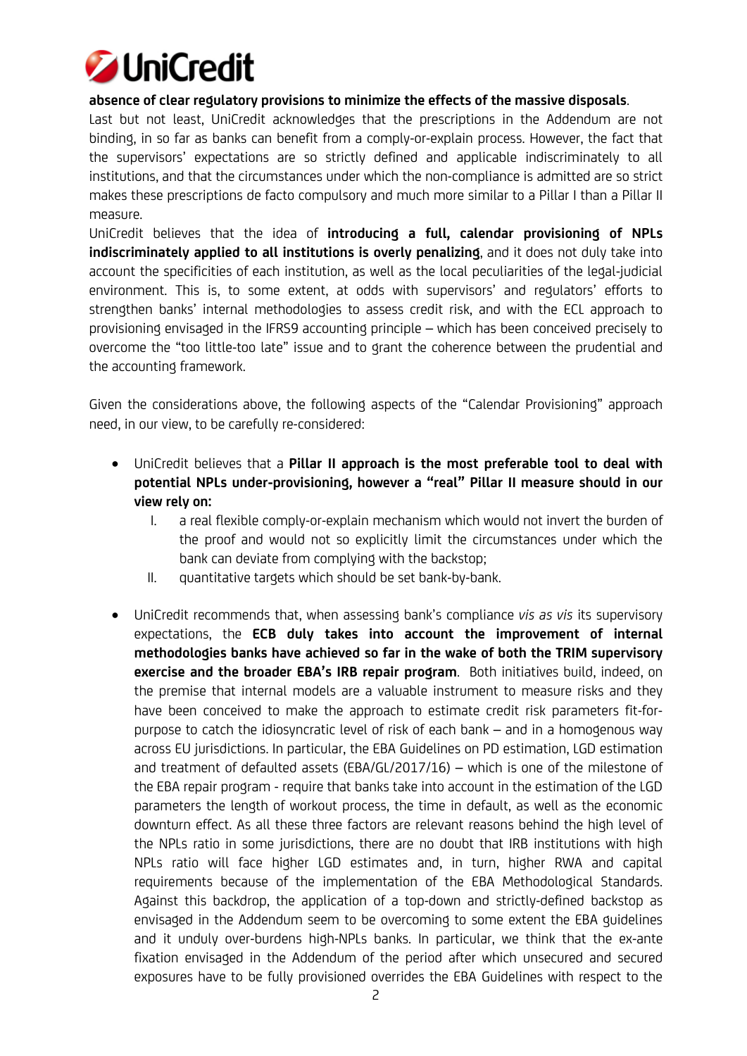**absence of clear regulatory provisions to minimize the effects of the massive disposals**.

Last but not least, UniCredit acknowledges that the prescriptions in the Addendum are not binding, in so far as banks can benefit from a comply-or-explain process. However, the fact that the supervisors' expectations are so strictly defined and applicable indiscriminately to all institutions, and that the circumstances under which the non-compliance is admitted are so strict makes these prescriptions de facto compulsory and much more similar to a Pillar I than a Pillar II measure.

UniCredit believes that the idea of **introducing a full, calendar provisioning of NPLs indiscriminately applied to all institutions is overly penalizing**, and it does not duly take into account the specificities of each institution, as well as the local peculiarities of the legal-judicial environment. This is, to some extent, at odds with supervisors' and regulators' efforts to strengthen banks' internal methodologies to assess credit risk, and with the ECL approach to provisioning envisaged in the IFRS9 accounting principle – which has been conceived precisely to overcome the "too little-too late" issue and to grant the coherence between the prudential and the accounting framework.

Given the considerations above, the following aspects of the "Calendar Provisioning" approach need, in our view, to be carefully re-considered:

- UniCredit believes that a **Pillar II approach is the most preferable tool to deal with potential NPLs under-provisioning, however a "real" Pillar II measure should in our view rely on:**
    I. a real flexible comply-or-explain mechanism which would not invert the burden of the the proof and would not so explicitly limit the circumstances under which the bank can deviate from complying with the backstop;
    II. quantitative targets which should be set bank-by-bank.

- UniCredit recommends that, when assessing bank's compliance *vis as vis* its supervisory expectations, the **ECB duly takes into account the improvement of internal methodologies banks have achieved so far in the wake of both the TRIM supervisory exercise and the broader EBA's IRB repair program**. Both initiatives build, indeed, on the premise that internal models are a valuable instrument to measure risks and they have been conceived to make the approach to estimate credit risk parameters fit-for-purpose to catch the idiosyncratic level of risk of each bank – and in a homogenous way across EU jurisdictions. In particular, the EBA Guidelines on PD estimation, LGD estimation and treatment of defaulted assets (EBA/GL/2017/16) – which is one of the milestone of the EBA repair program - require that banks take into account in the estimation of the LGD parameters the length of workout process, the time in default, as well as the economic downturn effect. As all these three factors are relevant reasons behind the high level of the NPLs ratio in some jurisdictions, there are no doubt that IRB institutions with high NPLs ratio will face higher LGD estimates and, in turn, higher RWA and capital requirements because of the implementation of the EBA Methodological Standards. Against this backdrop, the application of a top-down and strictly-defined backstop as envisaged in the Addendum seem to be overcoming to some extent the EBA guidelines and it unduly over-burdens high-NPLs banks. In particular, we think that the ex-ante fixation envisaged in the Addendum of the period after which unsecured and secured exposures have to be fully provisioned overrides the EBA Guidelines with respect to the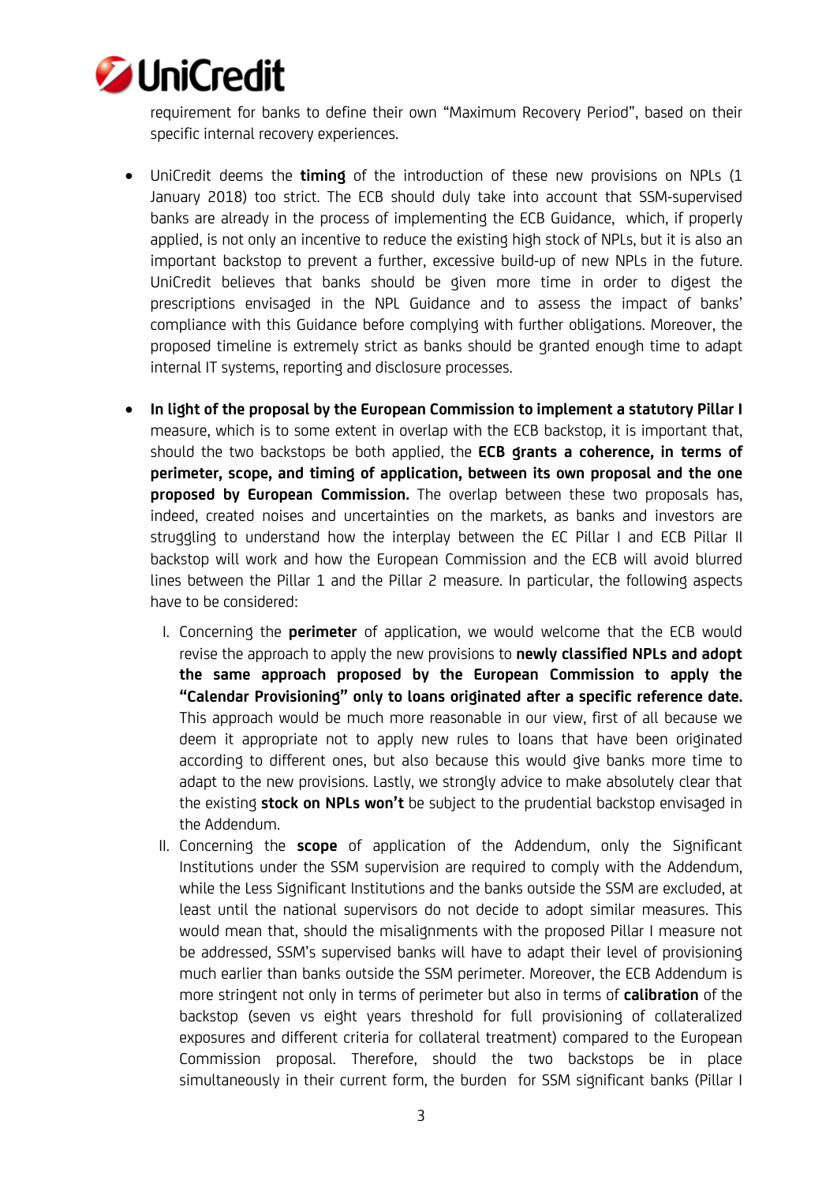requirement for banks to define their own "Maximum Recovery Period", based on their specific internal recovery experiences.

- UniCredit deems the **timing** of the introduction of these new provisions on NPLs (1 January 2018) too strict. The ECB should duly take into account that SSM-supervised banks are already in the process of implementing the ECB Guidance, which, if properly applied, is not only an incentive to reduce the existing high stock of NPLs, but it is also an important backstop to prevent a further, excessive build-up of new NPLs in the future. UniCredit believes that banks should be given more time in order to digest the prescriptions envisaged in the NPL Guidance and to assess the impact of banks' compliance with this Guidance before complying with further obligations. Moreover, the proposed timeline is extremely strict as banks should be granted enough time to adapt internal IT systems, reporting and disclosure processes.

- **In light of the proposal by the European Commission to implement a statutory Pillar I** measure, which is to some extent in overlap with the ECB backstop, it is important that, should the two backstops be both applied, the **ECB grants a coherence, in terms of perimeter, scope, and timing of application, between its own proposal and the one proposed by European Commission.** The overlap between these two proposals has, indeed, created noises and uncertainties on the markets, as banks and investors are struggling to understand how the interplay between the EC Pillar I and ECB Pillar II backstop will work and how the European Commission and the ECB will avoid blurred lines between the Pillar 1 and the Pillar 2 measure. In particular, the following aspects have to be considered:

  I. Concerning the **perimeter** of application, we would welcome that the ECB would revise the approach to apply the new provisions to **newly classified NPLs and adopt the same approach proposed by the European Commission to apply the "Calendar Provisioning" only to loans originated after a specific reference date.** This approach would be much more reasonable in our view, first of all because we deem it appropriate not to apply new rules to loans that have been originated according to different ones, but also because this would give banks more time to adapt to the new provisions. Lastly, we strongly advice to make absolutely clear that the existing **stock on NPLs won't** be subject to the prudential backstop envisaged in the Addendum.

  II. Concerning the **scope** of application of the Addendum, only the Significant Institutions under the SSM supervision are required to comply with the Addendum, while the Less Significant Institutions and the banks outside the SSM are excluded, at least until the national supervisors do not decide to adopt similar measures. This would mean that, should the misalignments with the proposed Pillar I measure not be addressed, SSM's supervised banks will have to adapt their level of provisioning much earlier than banks outside the SSM perimeter. Moreover, the ECB Addendum is more stringent not only in terms of perimeter but also in terms of **calibration** of the backstop (seven vs eight years threshold for full provisioning of collateralized exposures and different criteria for collateral treatment) compared to the European Commission proposal. Therefore, should the two backstops be in place simultaneously in their current form, the burden for SSM significant banks (Pillar I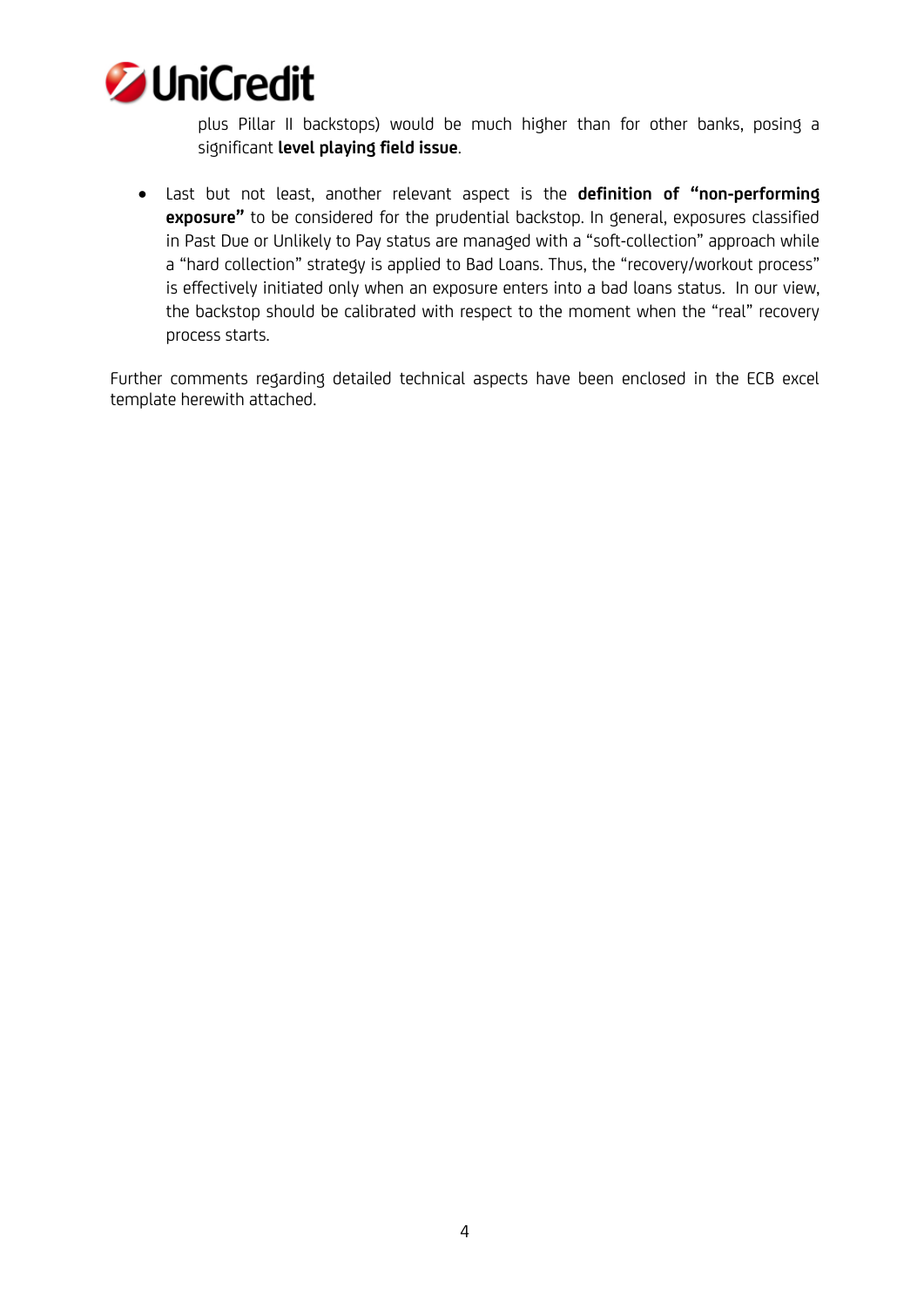plus Pillar II backstops) would be much higher than for other banks, posing a significant **level playing field issue**.

- Last but not least, another relevant aspect is the **definition of "non-performing exposure"** to be considered for the prudential backstop. In general, exposures classified in Past Due or Unlikely to Pay status are managed with a "soft-collection" approach while a "hard collection" strategy is applied to Bad Loans. Thus, the "recovery/workout process" is effectively initiated only when an exposure enters into a bad loans status. In our view, the backstop should be calibrated with respect to the moment when the "real" recovery process starts.

Further comments regarding detailed technical aspects have been enclosed in the ECB excel template herewith attached.